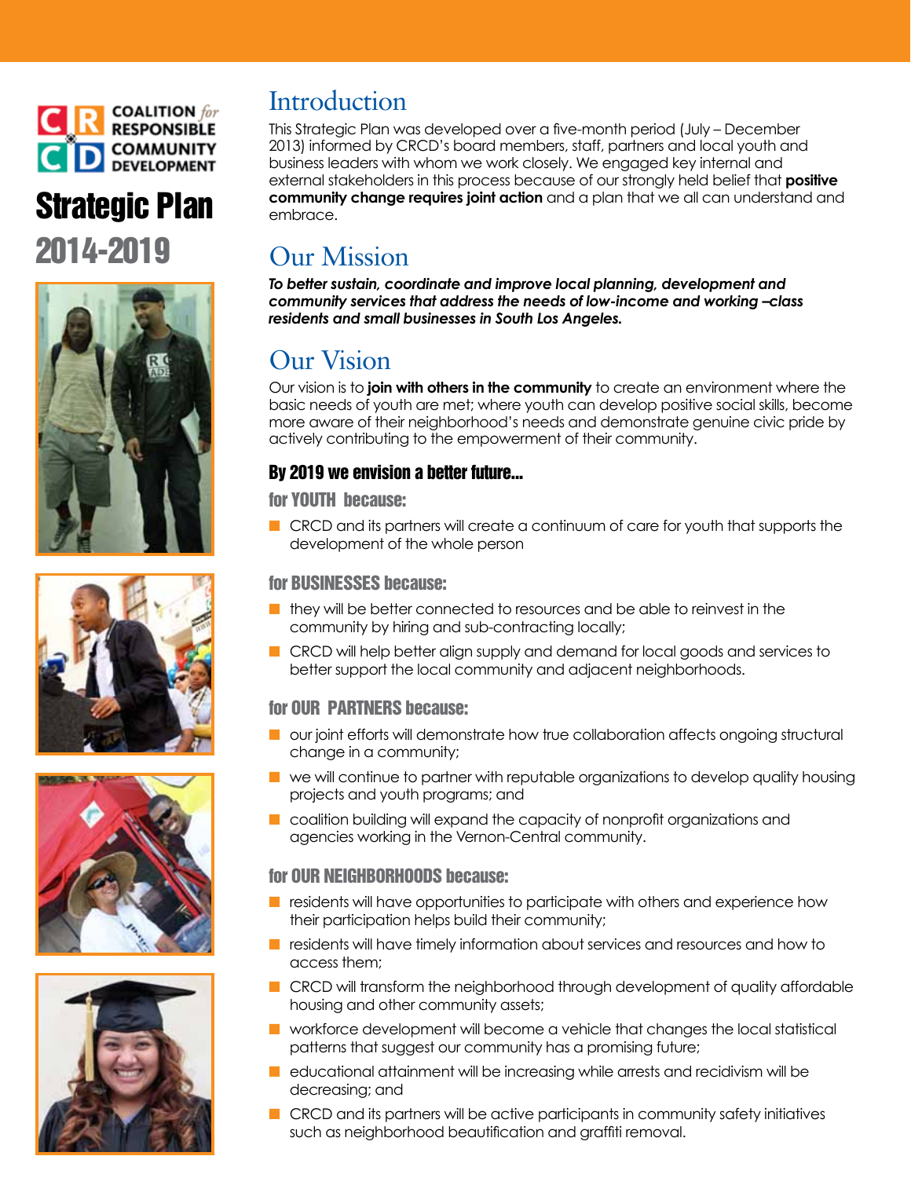COALITION *for* RESPONSIBLE COMMUNITY DEVELOPMENT

# Strategic Plan 2014-2019

## Introduction

This Strategic Plan was developed over a five-month period (July – December 2013) informed by CRCD's board members, staff, partners and local youth and business leaders with whom we work closely. We engaged key internal and external stakeholders in this process because of our strongly held belief that **positive community change requires joint action** and a plan that we all can understand and embrace.

## Our Mission

***To better sustain, coordinate and improve local planning, development and community services that address the needs of low-income and working –class residents and small businesses in South Los Angeles.***

## Our Vision

Our vision is to **join with others in the community** to create an environment where the basic needs of youth are met; where youth can develop positive social skills, become more aware of their neighborhood's needs and demonstrate genuine civic pride by actively contributing to the empowerment of their community.

### By 2019 we envision a better future...

#### for YOUTH because:

- CRCD and its partners will create a continuum of care for youth that supports the development of the whole person

#### for BUSINESSES because:

- they will be better connected to resources and be able to reinvest in the community by hiring and sub-contracting locally;
- CRCD will help better align supply and demand for local goods and services to better support the local community and adjacent neighborhoods.

#### for OUR PARTNERS because:

- our joint efforts will demonstrate how true collaboration affects ongoing structural change in a community;
- we will continue to partner with reputable organizations to develop quality housing projects and youth programs; and
- coalition building will expand the capacity of nonprofit organizations and agencies working in the Vernon-Central community.

#### for OUR NEIGHBORHOODS because:

- residents will have opportunities to participate with others and experience how their participation helps build their community;
- residents will have timely information about services and resources and how to access them;
- CRCD will transform the neighborhood through development of quality affordable housing and other community assets;
- workforce development will become a vehicle that changes the local statistical patterns that suggest our community has a promising future;
- educational attainment will be increasing while arrests and recidivism will be decreasing; and
- CRCD and its partners will be active participants in community safety initiatives such as neighborhood beautification and graffiti removal.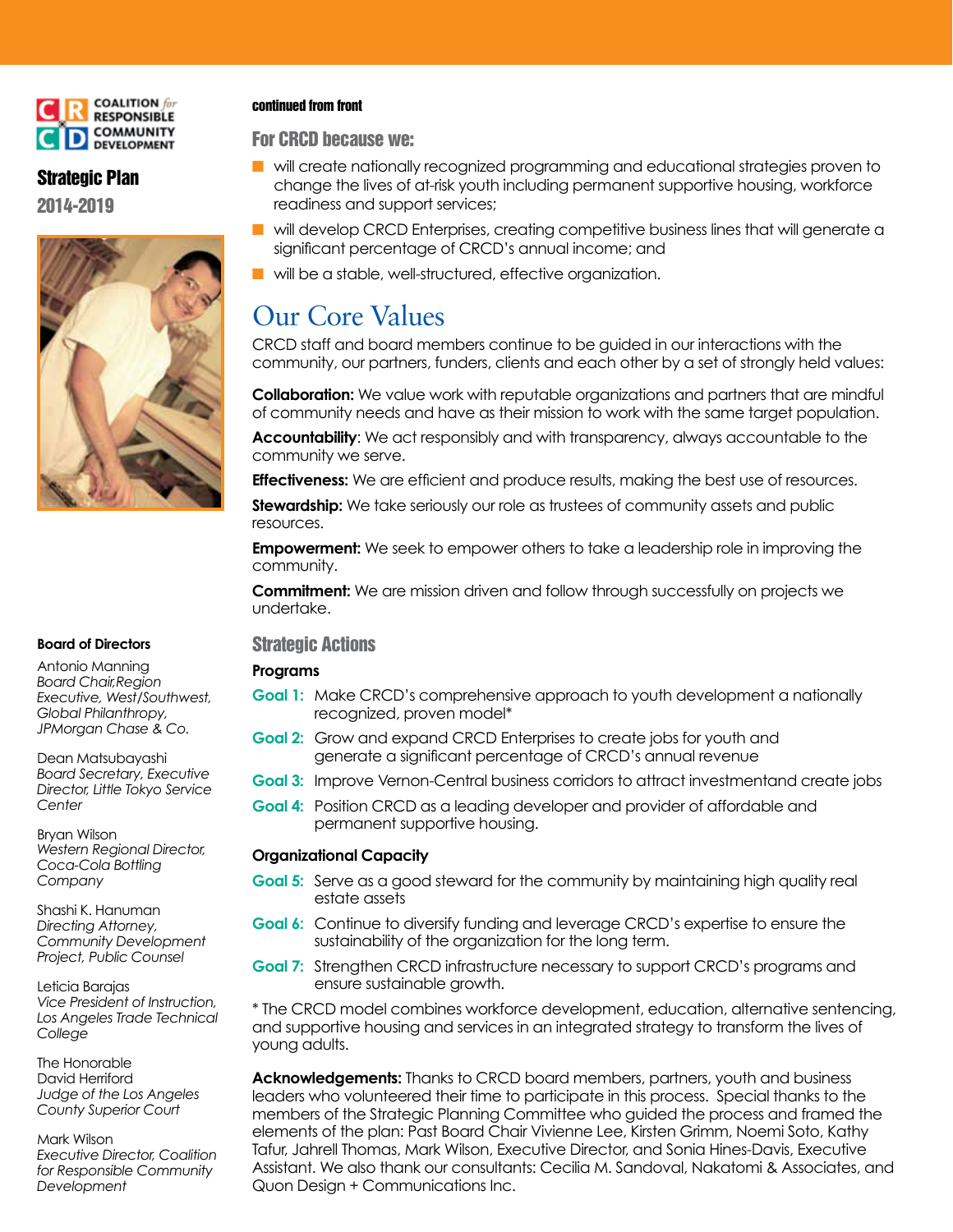COALITION for RESPONSIBLE COMMUNITY DEVELOPMENT

## Strategic Plan

## 2014-2019

**Board of Directors**

Antonio Manning
*Board Chair,Region Executive, West/Southwest, Global Philanthropy, JPMorgan Chase & Co.*

Dean Matsubayashi
*Board Secretary, Executive Director, Little Tokyo Service Center*

Bryan Wilson
*Western Regional Director, Coca-Cola Bottling Company*

Shashi K. Hanuman
*Directing Attorney, Community Development Project, Public Counsel*

Leticia Barajas
*Vice President of Instruction, Los Angeles Trade Technical College*

The Honorable David Herriford
*Judge of the Los Angeles County Superior Court*

Mark Wilson
*Executive Director, Coalition for Responsible Community Development*

continued from front

### For CRCD because we:

- will create nationally recognized programming and educational strategies proven to change the lives of at-risk youth including permanent supportive housing, workforce readiness and support services;
- will develop CRCD Enterprises, creating competitive business lines that will generate a significant percentage of CRCD's annual income; and
- will be a stable, well-structured, effective organization.

## Our Core Values

CRCD staff and board members continue to be guided in our interactions with the community, our partners, funders, clients and each other by a set of strongly held values:

**Collaboration:** We value work with reputable organizations and partners that are mindful of community needs and have as their mission to work with the same target population.

**Accountability**: We act responsibly and with transparency, always accountable to the community we serve.

**Effectiveness:** We are efficient and produce results, making the best use of resources.

**Stewardship:** We take seriously our role as trustees of community assets and public resources.

**Empowerment:** We seek to empower others to take a leadership role in improving the community.

**Commitment:** We are mission driven and follow through successfully on projects we undertake.

### Strategic Actions

**Programs**

**Goal 1:** Make CRCD's comprehensive approach to youth development a nationally recognized, proven model*

**Goal 2:** Grow and expand CRCD Enterprises to create jobs for youth and generate a significant percentage of CRCD's annual revenue

**Goal 3:** Improve Vernon-Central business corridors to attract investmentand create jobs

**Goal 4:** Position CRCD as a leading developer and provider of affordable and permanent supportive housing.

**Organizational Capacity**

**Goal 5:** Serve as a good steward for the community by maintaining high quality real estate assets

**Goal 6:** Continue to diversify funding and leverage CRCD's expertise to ensure the sustainability of the organization for the long term.

**Goal 7:** Strengthen CRCD infrastructure necessary to support CRCD's programs and ensure sustainable growth.

* The CRCD model combines workforce development, education, alternative sentencing, and supportive housing and services in an integrated strategy to transform the lives of young adults.

**Acknowledgements:** Thanks to CRCD board members, partners, youth and business leaders who volunteered their time to participate in this process. Special thanks to the members of the Strategic Planning Committee who guided the process and framed the elements of the plan: Past Board Chair Vivienne Lee, Kirsten Grimm, Noemi Soto, Kathy Tafur, Jahrell Thomas, Mark Wilson, Executive Director, and Sonia Hines-Davis, Executive Assistant. We also thank our consultants: Cecilia M. Sandoval, Nakatomi & Associates, and Quon Design + Communications Inc.